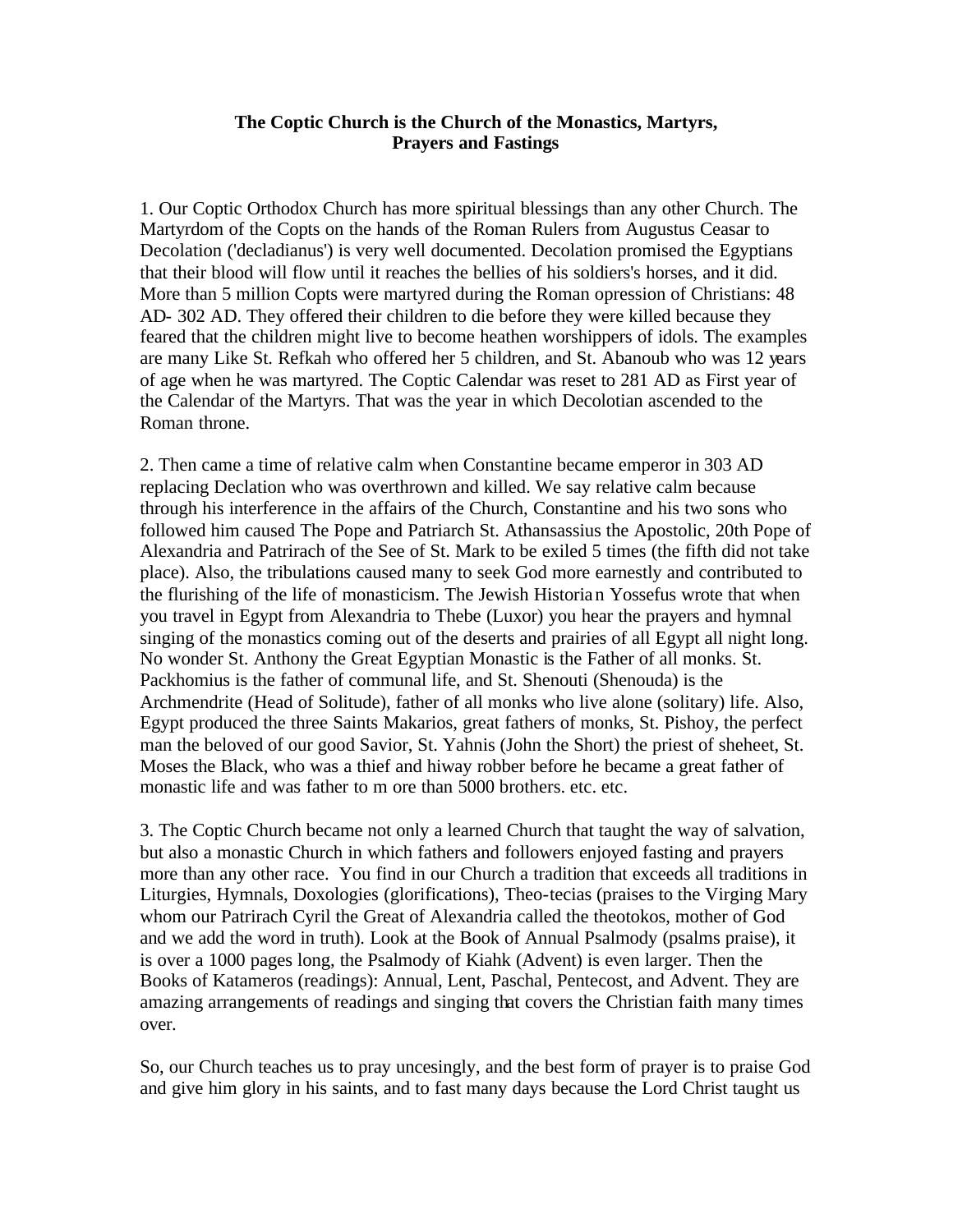**The Coptic Church is the Church of the Monastics, Martyrs, Prayers and Fastings**

1. Our Coptic Orthodox Church has more spiritual blessings than any other Church. The Martyrdom of the Copts on the hands of the Roman Rulers from Augustus Ceasar to Decolation ('decladianus') is very well documented. Decolation promised the Egyptians that their blood will flow until it reaches the bellies of his soldiers's horses, and it did. More than 5 million Copts were martyred during the Roman opression of Christians: 48 AD- 302 AD. They offered their children to die before they were killed because they feared that the children might live to become heathen worshippers of idols. The examples are many Like St. Refkah who offered her 5 children, and St. Abanoub who was 12 years of age when he was martyred. The Coptic Calendar was reset to 281 AD as First year of the Calendar of the Martyrs. That was the year in which Decolotian ascended to the Roman throne.

2. Then came a time of relative calm when Constantine became emperor in 303 AD replacing Declation who was overthrown and killed. We say relative calm because through his interference in the affairs of the Church, Constantine and his two sons who followed him caused The Pope and Patriarch St. Athansassius the Apostolic, 20th Pope of Alexandria and Patrirach of the See of St. Mark to be exiled 5 times (the fifth did not take place). Also, the tribulations caused many to seek God more earnestly and contributed to the flurishing of the life of monasticism. The Jewish Historian Yossefus wrote that when you travel in Egypt from Alexandria to Thebe (Luxor) you hear the prayers and hymnal singing of the monastics coming out of the deserts and prairies of all Egypt all night long. No wonder St. Anthony the Great Egyptian Monastic is the Father of all monks. St. Packhomius is the father of communal life, and St. Shenouti (Shenouda) is the Archmendrite (Head of Solitude), father of all monks who live alone (solitary) life. Also, Egypt produced the three Saints Makarios, great fathers of monks, St. Pishoy, the perfect man the beloved of our good Savior, St. Yahnis (John the Short) the priest of sheheet, St. Moses the Black, who was a thief and hiway robber before he became a great father of monastic life and was father to more than 5000 brothers. etc. etc.

3. The Coptic Church became not only a learned Church that taught the way of salvation, but also a monastic Church in which fathers and followers enjoyed fasting and prayers more than any other race. You find in our Church a tradition that exceeds all traditions in Liturgies, Hymnals, Doxologies (glorifications), Theo-tecias (praises to the Virging Mary whom our Patrirach Cyril the Great of Alexandria called the theotokos, mother of God and we add the word in truth). Look at the Book of Annual Psalmody (psalms praise), it is over a 1000 pages long, the Psalmody of Kiahk (Advent) is even larger. Then the Books of Katameros (readings): Annual, Lent, Paschal, Pentecost, and Advent. They are amazing arrangements of readings and singing that covers the Christian faith many times over.

So, our Church teaches us to pray uncesingly, and the best form of prayer is to praise God and give him glory in his saints, and to fast many days because the Lord Christ taught us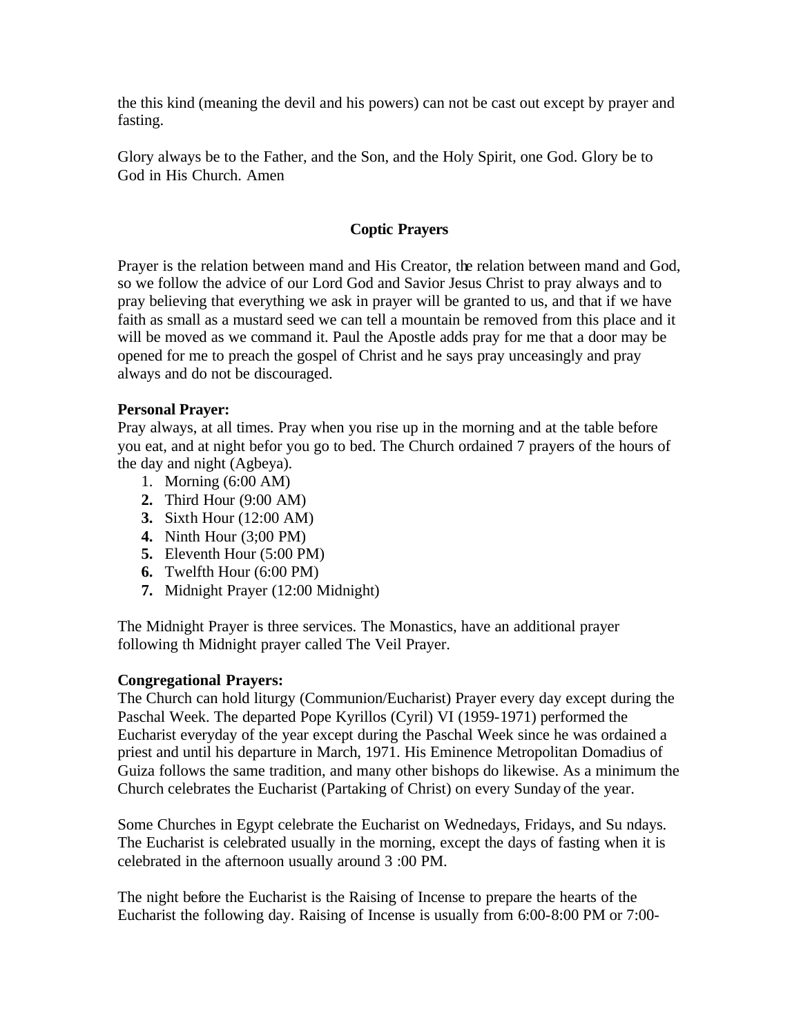the this kind (meaning the devil and his powers) can not be cast out except by prayer and fasting.

Glory always be to the Father, and the Son, and the Holy Spirit, one God. Glory be to God in His Church. Amen

## Coptic Prayers

Prayer is the relation between mand and His Creator, the relation between mand and God, so we follow the advice of our Lord God and Savior Jesus Christ to pray always and to pray believing that everything we ask in prayer will be granted to us, and that if we have faith as small as a mustard seed we can tell a mountain be removed from this place and it will be moved as we command it. Paul the Apostle adds pray for me that a door may be opened for me to preach the gospel of Christ and he says pray unceasingly and pray always and do not be discouraged.

**Personal Prayer:**
Pray always, at all times. Pray when you rise up in the morning and at the table before you eat, and at night befor you go to bed. The Church ordained 7 prayers of the hours of the day and night (Agbeya).

1. Morning (6:00 AM)
2. Third Hour (9:00 AM)
3. Sixth Hour (12:00 AM)
4. Ninth Hour (3;00 PM)
5. Eleventh Hour (5:00 PM)
6. Twelfth Hour (6:00 PM)
7. Midnight Prayer (12:00 Midnight)

The Midnight Prayer is three services. The Monastics, have an additional prayer following th Midnight prayer called The Veil Prayer.

**Congregational Prayers:**
The Church can hold liturgy (Communion/Eucharist) Prayer every day except during the Paschal Week. The departed Pope Kyrillos (Cyril) VI (1959-1971) performed the Eucharist everyday of the year except during the Paschal Week since he was ordained a priest and until his departure in March, 1971. His Eminence Metropolitan Domadius of Guiza follows the same tradition, and many other bishops do likewise. As a minimum the Church celebrates the Eucharist (Partaking of Christ) on every Sunday of the year.

Some Churches in Egypt celebrate the Eucharist on Wednedays, Fridays, and Su ndays. The Eucharist is celebrated usually in the morning, except the days of fasting when it is celebrated in the afternoon usually around 3 :00 PM.

The night before the Eucharist is the Raising of Incense to prepare the hearts of the Eucharist the following day. Raising of Incense is usually from 6:00-8:00 PM or 7:00-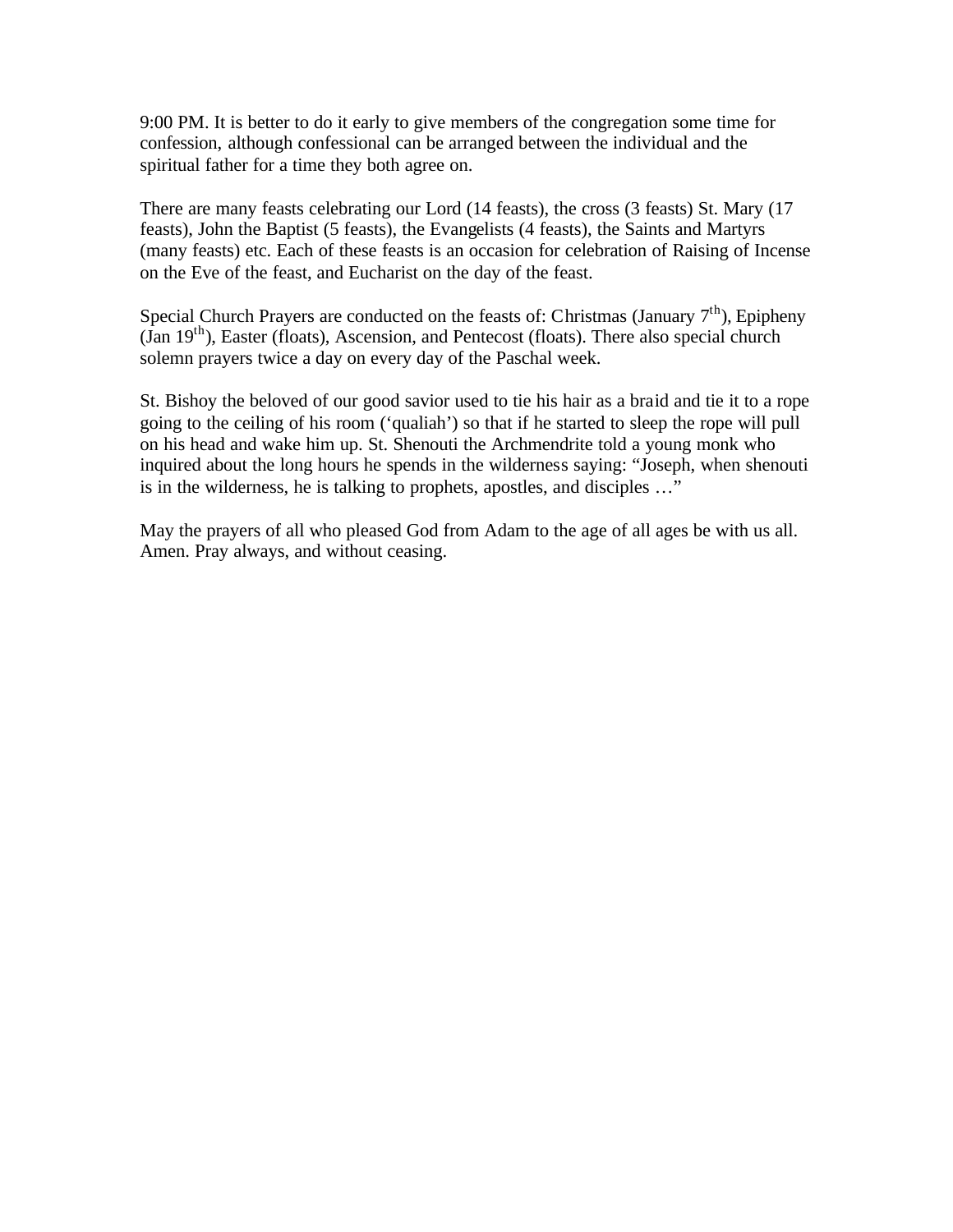9:00 PM. It is better to do it early to give members of the congregation some time for confession, although confessional can be arranged between the individual and the spiritual father for a time they both agree on.

There are many feasts celebrating our Lord (14 feasts), the cross (3 feasts) St. Mary (17 feasts), John the Baptist (5 feasts), the Evangelists (4 feasts), the Saints and Martyrs (many feasts) etc. Each of these feasts is an occasion for celebration of Raising of Incense on the Eve of the feast, and Eucharist on the day of the feast.

Special Church Prayers are conducted on the feasts of: Christmas (January 7th), Epipheny (Jan 19th), Easter (floats), Ascension, and Pentecost (floats). There also special church solemn prayers twice a day on every day of the Paschal week.

St. Bishoy the beloved of our good savior used to tie his hair as a braid and tie it to a rope going to the ceiling of his room ('qualiah') so that if he started to sleep the rope will pull on his head and wake him up. St. Shenouti the Archmendrite told a young monk who inquired about the long hours he spends in the wilderness saying: "Joseph, when shenouti is in the wilderness, he is talking to prophets, apostles, and disciples …"

May the prayers of all who pleased God from Adam to the age of all ages be with us all. Amen. Pray always, and without ceasing.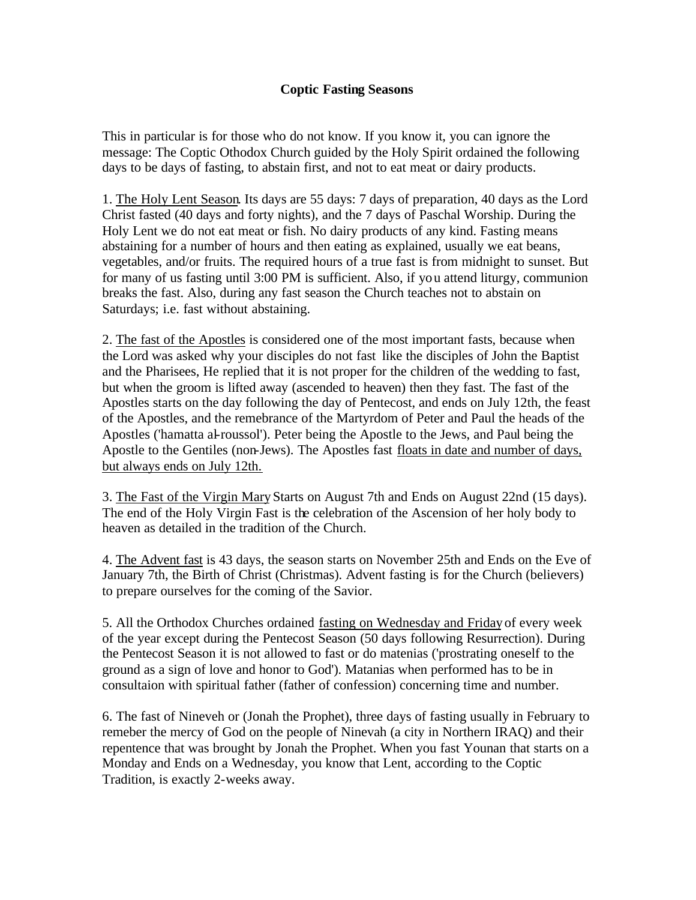# Coptic Fasting Seasons

This in particular is for those who do not know. If you know it, you can ignore the message: The Coptic Othodox Church guided by the Holy Spirit ordained the following days to be days of fasting, to abstain first, and not to eat meat or dairy products.

1. <u>The Holy Lent Season</u>. Its days are 55 days: 7 days of preparation, 40 days as the Lord Christ fasted (40 days and forty nights), and the 7 days of Paschal Worship. During the Holy Lent we do not eat meat or fish. No dairy products of any kind. Fasting means abstaining for a number of hours and then eating as explained, usually we eat beans, vegetables, and/or fruits. The required hours of a true fast is from midnight to sunset. But for many of us fasting until 3:00 PM is sufficient. Also, if you attend liturgy, communion breaks the fast. Also, during any fast season the Church teaches not to abstain on Saturdays; i.e. fast without abstaining.

2. <u>The fast of the Apostles</u> is considered one of the most important fasts, because when the Lord was asked why your disciples do not fast like the disciples of John the Baptist and the Pharisees, He replied that it is not proper for the children of the wedding to fast, but when the groom is lifted away (ascended to heaven) then they fast. The fast of the Apostles starts on the day following the day of Pentecost, and ends on July 12th, the feast of the Apostles, and the remebrance of the Martyrdom of Peter and Paul the heads of the Apostles ('hamatta al-roussol'). Peter being the Apostle to the Jews, and Paul being the Apostle to the Gentiles (non-Jews). The Apostles fast <u>floats in date and number of days, but always ends on July 12th.</u>

3. <u>The Fast of the Virgin Mary</u> Starts on August 7th and Ends on August 22nd (15 days). The end of the Holy Virgin Fast is the celebration of the Ascension of her holy body to heaven as detailed in the tradition of the Church.

4. <u>The Advent fast</u> is 43 days, the season starts on November 25th and Ends on the Eve of January 7th, the Birth of Christ (Christmas). Advent fasting is for the Church (believers) to prepare ourselves for the coming of the Savior.

5. All the Orthodox Churches ordained <u>fasting on Wednesday and Friday</u> of every week of the year except during the Pentecost Season (50 days following Resurrection). During the Pentecost Season it is not allowed to fast or do matenias ('prostrating oneself to the ground as a sign of love and honor to God'). Matanias when performed has to be in consultaion with spiritual father (father of confession) concerning time and number.

6. The fast of Nineveh or (Jonah the Prophet), three days of fasting usually in February to remeber the mercy of God on the people of Ninevah (a city in Northern IRAQ) and their repentence that was brought by Jonah the Prophet. When you fast Younan that starts on a Monday and Ends on a Wednesday, you know that Lent, according to the Coptic Tradition, is exactly 2-weeks away.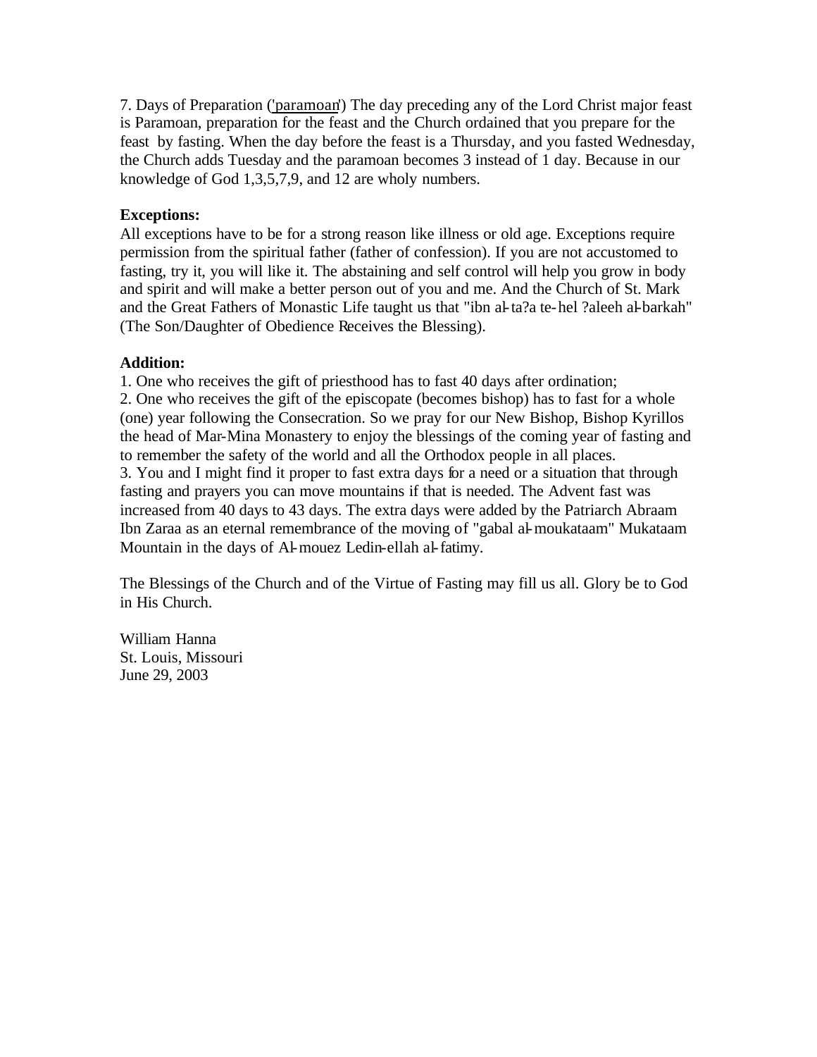7. Days of Preparation ('paramoan') The day preceding any of the Lord Christ major feast is Paramoan, preparation for the feast and the Church ordained that you prepare for the feast by fasting. When the day before the feast is a Thursday, and you fasted Wednesday, the Church adds Tuesday and the paramoan becomes 3 instead of 1 day. Because in our knowledge of God 1,3,5,7,9, and 12 are wholy numbers.

**Exceptions:**

All exceptions have to be for a strong reason like illness or old age. Exceptions require permission from the spiritual father (father of confession). If you are not accustomed to fasting, try it, you will like it. The abstaining and self control will help you grow in body and spirit and will make a better person out of you and me. And the Church of St. Mark and the Great Fathers of Monastic Life taught us that "ibn al-ta?a te-hel ?aleeh al-barkah" (The Son/Daughter of Obedience Receives the Blessing).

**Addition:**

1. One who receives the gift of priesthood has to fast 40 days after ordination;
2. One who receives the gift of the episcopate (becomes bishop) has to fast for a whole (one) year following the Consecration. So we pray for our New Bishop, Bishop Kyrillos the head of Mar-Mina Monastery to enjoy the blessings of the coming year of fasting and to remember the safety of the world and all the Orthodox people in all places.
3. You and I might find it proper to fast extra days for a need or a situation that through fasting and prayers you can move mountains if that is needed. The Advent fast was increased from 40 days to 43 days. The extra days were added by the Patriarch Abraam Ibn Zaraa as an eternal remembrance of the moving of "gabal al-moukataam" Mukataam Mountain in the days of Al-mouez Ledin-ellah al-fatimy.

The Blessings of the Church and of the Virtue of Fasting may fill us all. Glory be to God in His Church.

William Hanna
St. Louis, Missouri
June 29, 2003